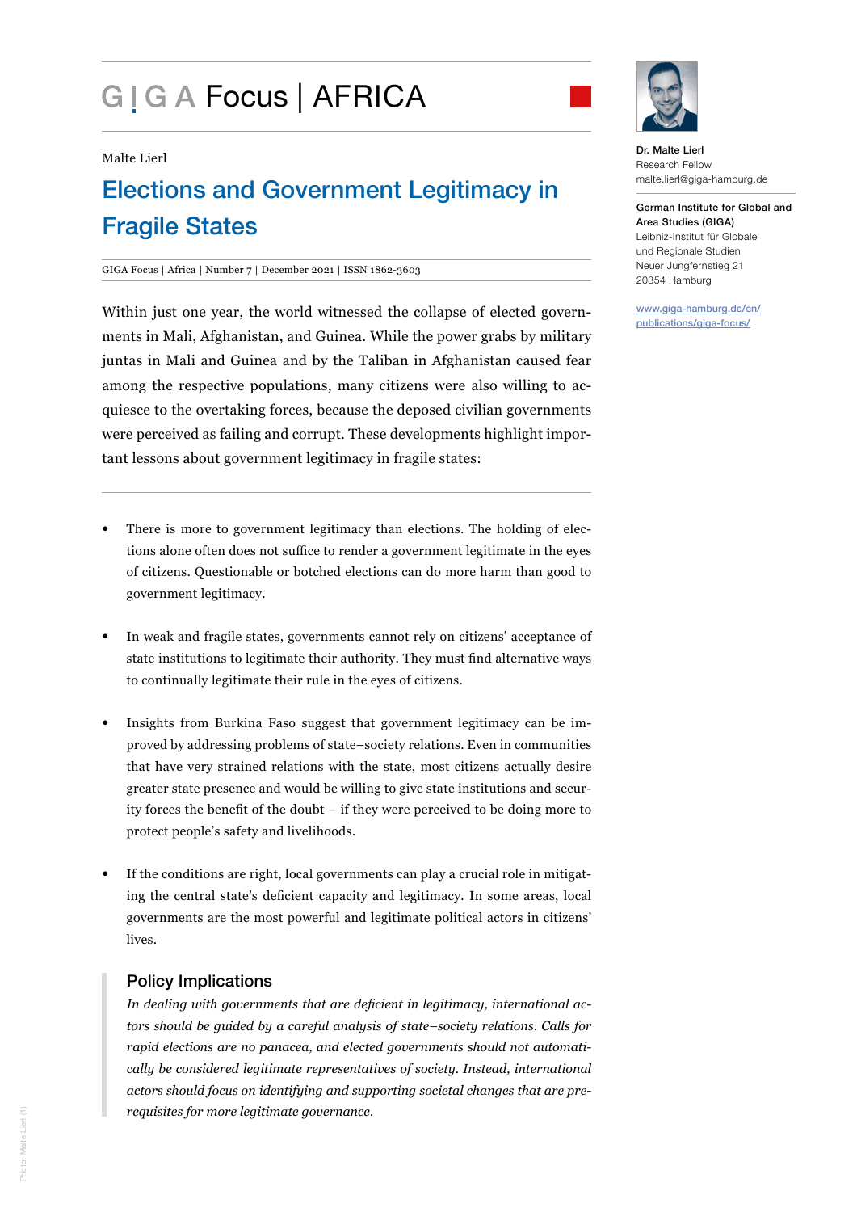# GIGA Focus | AFRICA

Malte Lierl

## Elections and Government Legitimacy in Fragile States

GIGA Focus | Africa | Number 7 | December 2021 | ISSN 1862-3603

**Dr. Malte Lierl**
Research Fellow
malte.lierl@giga-hamburg.de

**German Institute for Global and Area Studies (GIGA)**
Leibniz-Institut für Globale und Regionale Studien
Neuer Jungfernstieg 21
20354 Hamburg

www.giga-hamburg.de/en/publications/giga-focus/

Within just one year, the world witnessed the collapse of elected governments in Mali, Afghanistan, and Guinea. While the power grabs by military juntas in Mali and Guinea and by the Taliban in Afghanistan caused fear among the respective populations, many citizens were also willing to acquiesce to the overtaking forces, because the deposed civilian governments were perceived as failing and corrupt. These developments highlight important lessons about government legitimacy in fragile states:

- There is more to government legitimacy than elections. The holding of elections alone often does not suffice to render a government legitimate in the eyes of citizens. Questionable or botched elections can do more harm than good to government legitimacy.
- In weak and fragile states, governments cannot rely on citizens' acceptance of state institutions to legitimate their authority. They must find alternative ways to continually legitimate their rule in the eyes of citizens.
- Insights from Burkina Faso suggest that government legitimacy can be improved by addressing problems of state–society relations. Even in communities that have very strained relations with the state, most citizens actually desire greater state presence and would be willing to give state institutions and security forces the benefit of the doubt – if they were perceived to be doing more to protect people's safety and livelihoods.
- If the conditions are right, local governments can play a crucial role in mitigating the central state's deficient capacity and legitimacy. In some areas, local governments are the most powerful and legitimate political actors in citizens' lives.

### Policy Implications

*In dealing with governments that are deficient in legitimacy, international actors should be guided by a careful analysis of state–society relations. Calls for rapid elections are no panacea, and elected governments should not automatically be considered legitimate representatives of society. Instead, international actors should focus on identifying and supporting societal changes that are prerequisites for more legitimate governance.*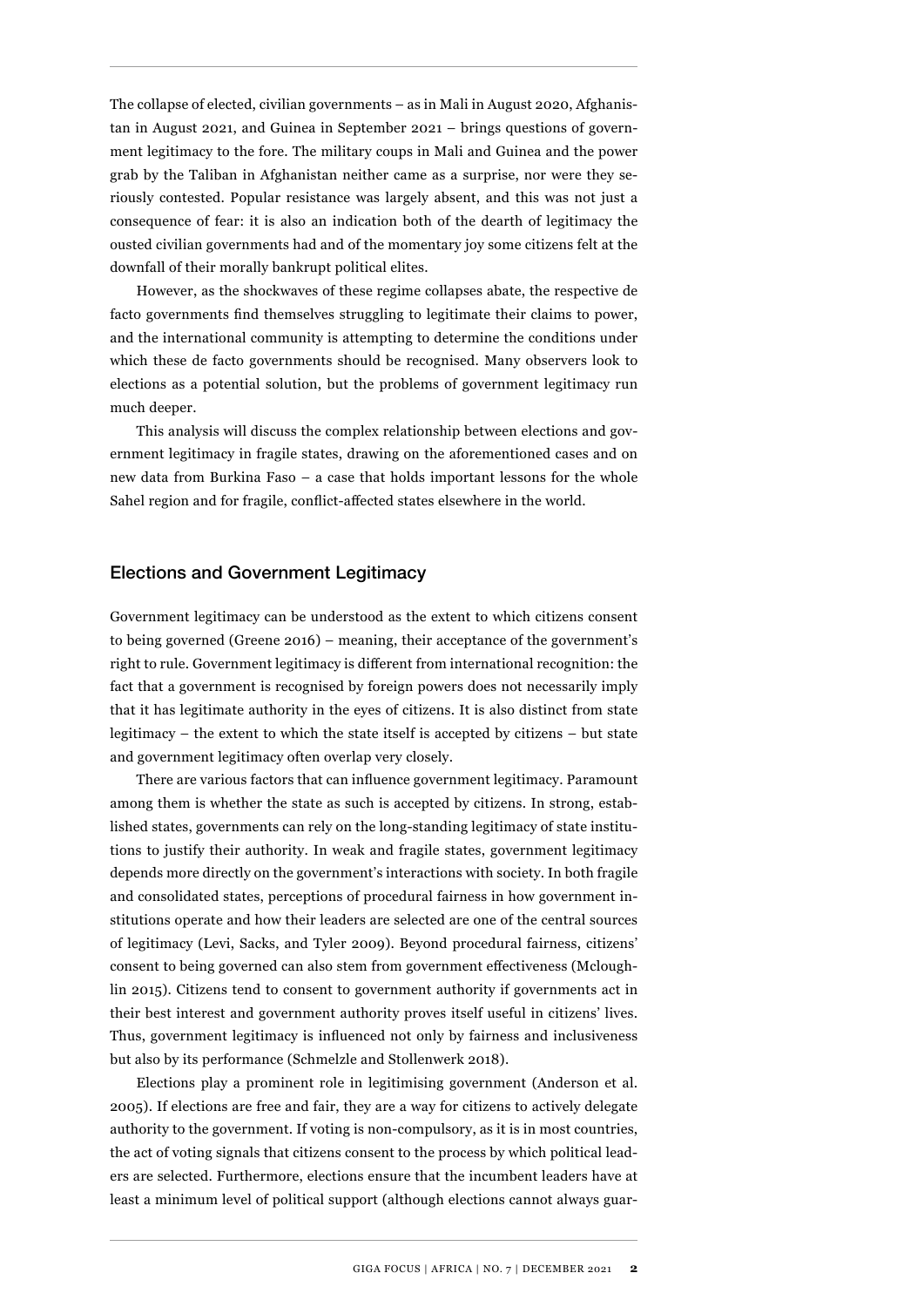The collapse of elected, civilian governments – as in Mali in August 2020, Afghanistan in August 2021, and Guinea in September 2021 – brings questions of government legitimacy to the fore. The military coups in Mali and Guinea and the power grab by the Taliban in Afghanistan neither came as a surprise, nor were they seriously contested. Popular resistance was largely absent, and this was not just a consequence of fear: it is also an indication both of the dearth of legitimacy the ousted civilian governments had and of the momentary joy some citizens felt at the downfall of their morally bankrupt political elites.

However, as the shockwaves of these regime collapses abate, the respective de facto governments find themselves struggling to legitimate their claims to power, and the international community is attempting to determine the conditions under which these de facto governments should be recognised. Many observers look to elections as a potential solution, but the problems of government legitimacy run much deeper.

This analysis will discuss the complex relationship between elections and government legitimacy in fragile states, drawing on the aforementioned cases and on new data from Burkina Faso – a case that holds important lessons for the whole Sahel region and for fragile, conflict-affected states elsewhere in the world.

## Elections and Government Legitimacy

Government legitimacy can be understood as the extent to which citizens consent to being governed (Greene 2016) – meaning, their acceptance of the government's right to rule. Government legitimacy is different from international recognition: the fact that a government is recognised by foreign powers does not necessarily imply that it has legitimate authority in the eyes of citizens. It is also distinct from state legitimacy – the extent to which the state itself is accepted by citizens – but state and government legitimacy often overlap very closely.

There are various factors that can influence government legitimacy. Paramount among them is whether the state as such is accepted by citizens. In strong, established states, governments can rely on the long-standing legitimacy of state institutions to justify their authority. In weak and fragile states, government legitimacy depends more directly on the government's interactions with society. In both fragile and consolidated states, perceptions of procedural fairness in how government institutions operate and how their leaders are selected are one of the central sources of legitimacy (Levi, Sacks, and Tyler 2009). Beyond procedural fairness, citizens' consent to being governed can also stem from government effectiveness (Mcloughlin 2015). Citizens tend to consent to government authority if governments act in their best interest and government authority proves itself useful in citizens' lives. Thus, government legitimacy is influenced not only by fairness and inclusiveness but also by its performance (Schmelzle and Stollenwerk 2018).

Elections play a prominent role in legitimising government (Anderson et al. 2005). If elections are free and fair, they are a way for citizens to actively delegate authority to the government. If voting is non-compulsory, as it is in most countries, the act of voting signals that citizens consent to the process by which political leaders are selected. Furthermore, elections ensure that the incumbent leaders have at least a minimum level of political support (although elections cannot always guar-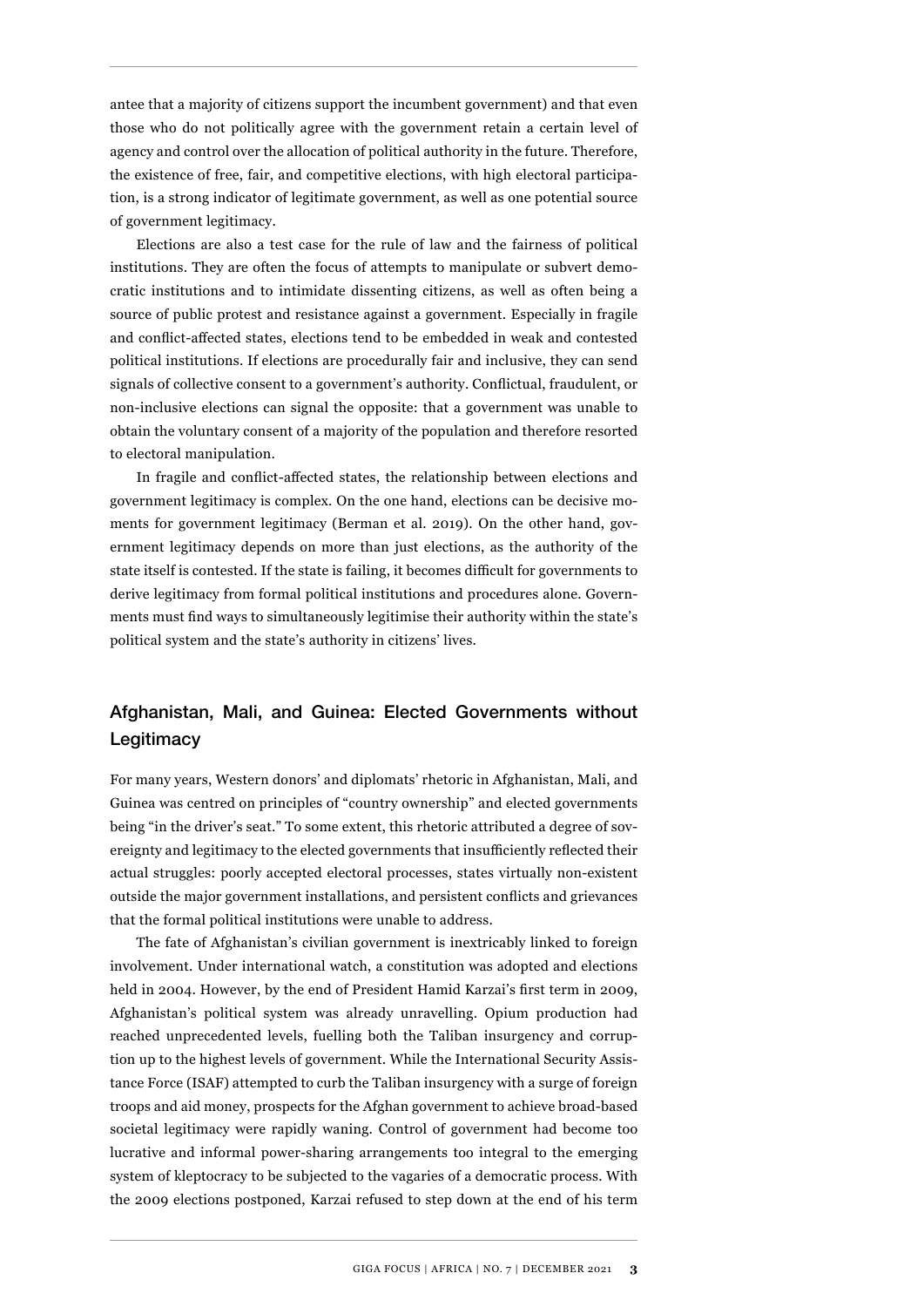antee that a majority of citizens support the incumbent government) and that even those who do not politically agree with the government retain a certain level of agency and control over the allocation of political authority in the future. Therefore, the existence of free, fair, and competitive elections, with high electoral participation, is a strong indicator of legitimate government, as well as one potential source of government legitimacy.

Elections are also a test case for the rule of law and the fairness of political institutions. They are often the focus of attempts to manipulate or subvert democratic institutions and to intimidate dissenting citizens, as well as often being a source of public protest and resistance against a government. Especially in fragile and conflict-affected states, elections tend to be embedded in weak and contested political institutions. If elections are procedurally fair and inclusive, they can send signals of collective consent to a government's authority. Conflictual, fraudulent, or non-inclusive elections can signal the opposite: that a government was unable to obtain the voluntary consent of a majority of the population and therefore resorted to electoral manipulation.

In fragile and conflict-affected states, the relationship between elections and government legitimacy is complex. On the one hand, elections can be decisive moments for government legitimacy (Berman et al. 2019). On the other hand, government legitimacy depends on more than just elections, as the authority of the state itself is contested. If the state is failing, it becomes difficult for governments to derive legitimacy from formal political institutions and procedures alone. Governments must find ways to simultaneously legitimise their authority within the state's political system and the state's authority in citizens' lives.

## Afghanistan, Mali, and Guinea: Elected Governments without Legitimacy

For many years, Western donors' and diplomats' rhetoric in Afghanistan, Mali, and Guinea was centred on principles of "country ownership" and elected governments being "in the driver's seat." To some extent, this rhetoric attributed a degree of sovereignty and legitimacy to the elected governments that insufficiently reflected their actual struggles: poorly accepted electoral processes, states virtually non-existent outside the major government installations, and persistent conflicts and grievances that the formal political institutions were unable to address.

The fate of Afghanistan's civilian government is inextricably linked to foreign involvement. Under international watch, a constitution was adopted and elections held in 2004. However, by the end of President Hamid Karzai's first term in 2009, Afghanistan's political system was already unravelling. Opium production had reached unprecedented levels, fuelling both the Taliban insurgency and corruption up to the highest levels of government. While the International Security Assistance Force (ISAF) attempted to curb the Taliban insurgency with a surge of foreign troops and aid money, prospects for the Afghan government to achieve broad-based societal legitimacy were rapidly waning. Control of government had become too lucrative and informal power-sharing arrangements too integral to the emerging system of kleptocracy to be subjected to the vagaries of a democratic process. With the 2009 elections postponed, Karzai refused to step down at the end of his term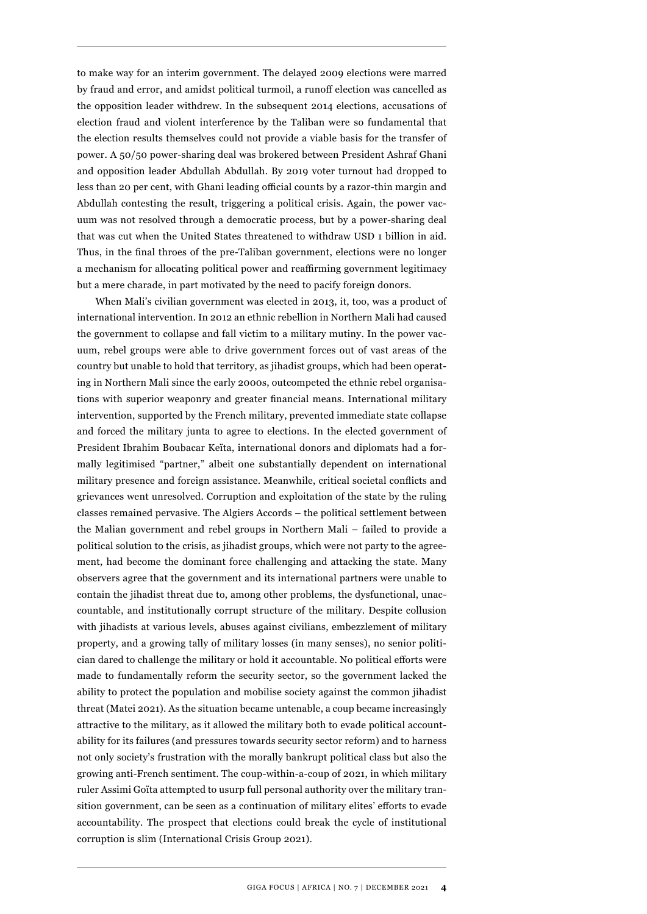to make way for an interim government. The delayed 2009 elections were marred by fraud and error, and amidst political turmoil, a runoff election was cancelled as the opposition leader withdrew. In the subsequent 2014 elections, accusations of election fraud and violent interference by the Taliban were so fundamental that the election results themselves could not provide a viable basis for the transfer of power. A 50/50 power-sharing deal was brokered between President Ashraf Ghani and opposition leader Abdullah Abdullah. By 2019 voter turnout had dropped to less than 20 per cent, with Ghani leading official counts by a razor-thin margin and Abdullah contesting the result, triggering a political crisis. Again, the power vacuum was not resolved through a democratic process, but by a power-sharing deal that was cut when the United States threatened to withdraw USD 1 billion in aid. Thus, in the final throes of the pre-Taliban government, elections were no longer a mechanism for allocating political power and reaffirming government legitimacy but a mere charade, in part motivated by the need to pacify foreign donors.

When Mali's civilian government was elected in 2013, it, too, was a product of international intervention. In 2012 an ethnic rebellion in Northern Mali had caused the government to collapse and fall victim to a military mutiny. In the power vacuum, rebel groups were able to drive government forces out of vast areas of the country but unable to hold that territory, as jihadist groups, which had been operating in Northern Mali since the early 2000s, outcompeted the ethnic rebel organisations with superior weaponry and greater financial means. International military intervention, supported by the French military, prevented immediate state collapse and forced the military junta to agree to elections. In the elected government of President Ibrahim Boubacar Keïta, international donors and diplomats had a formally legitimised "partner," albeit one substantially dependent on international military presence and foreign assistance. Meanwhile, critical societal conflicts and grievances went unresolved. Corruption and exploitation of the state by the ruling classes remained pervasive. The Algiers Accords – the political settlement between the Malian government and rebel groups in Northern Mali – failed to provide a political solution to the crisis, as jihadist groups, which were not party to the agreement, had become the dominant force challenging and attacking the state. Many observers agree that the government and its international partners were unable to contain the jihadist threat due to, among other problems, the dysfunctional, unaccountable, and institutionally corrupt structure of the military. Despite collusion with jihadists at various levels, abuses against civilians, embezzlement of military property, and a growing tally of military losses (in many senses), no senior politician dared to challenge the military or hold it accountable. No political efforts were made to fundamentally reform the security sector, so the government lacked the ability to protect the population and mobilise society against the common jihadist threat (Matei 2021). As the situation became untenable, a coup became increasingly attractive to the military, as it allowed the military both to evade political accountability for its failures (and pressures towards security sector reform) and to harness not only society's frustration with the morally bankrupt political class but also the growing anti-French sentiment. The coup-within-a-coup of 2021, in which military ruler Assimi Goïta attempted to usurp full personal authority over the military transition government, can be seen as a continuation of military elites' efforts to evade accountability. The prospect that elections could break the cycle of institutional corruption is slim (International Crisis Group 2021).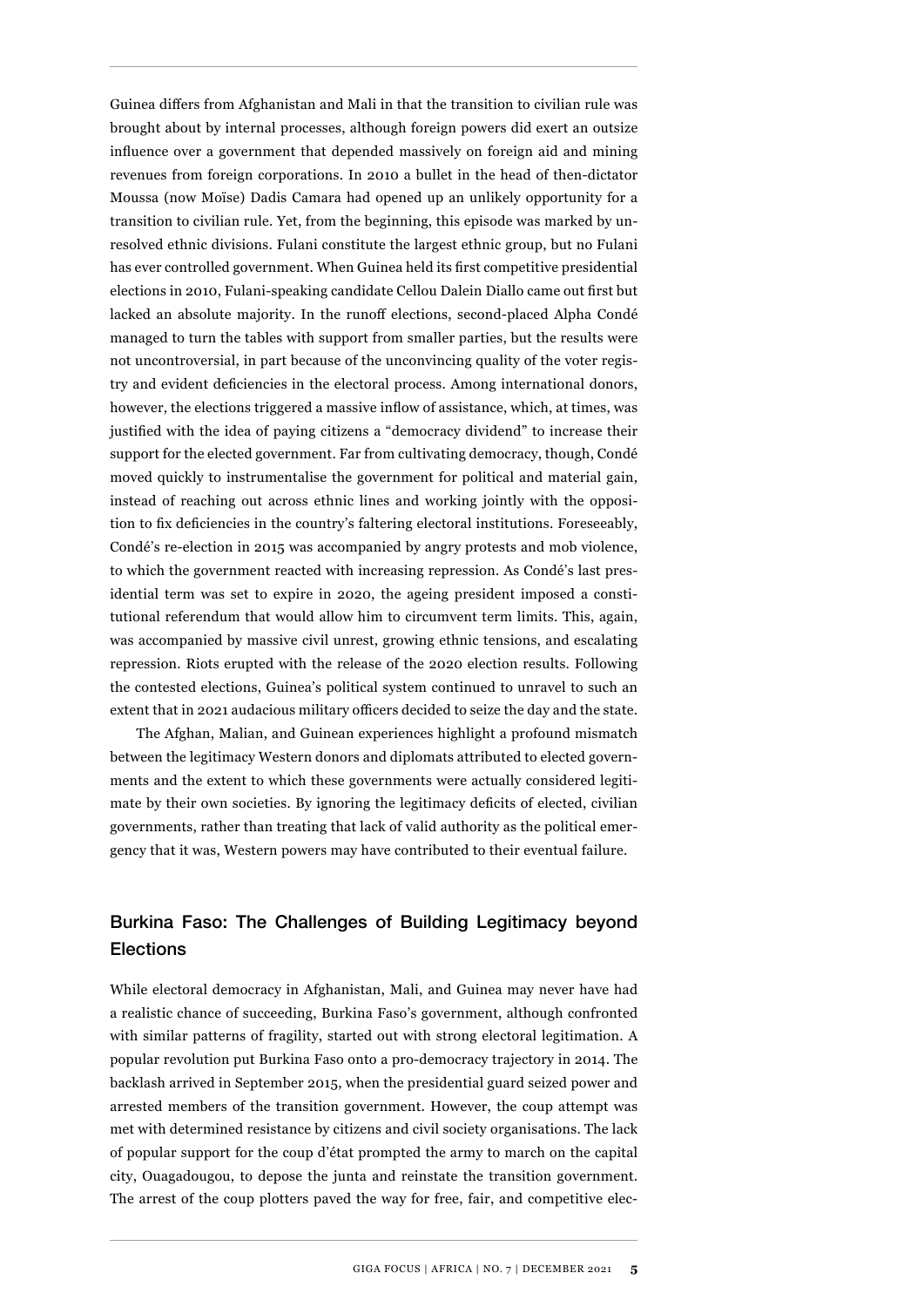Guinea differs from Afghanistan and Mali in that the transition to civilian rule was brought about by internal processes, although foreign powers did exert an outsize influence over a government that depended massively on foreign aid and mining revenues from foreign corporations. In 2010 a bullet in the head of then-dictator Moussa (now Moïse) Dadis Camara had opened up an unlikely opportunity for a transition to civilian rule. Yet, from the beginning, this episode was marked by unresolved ethnic divisions. Fulani constitute the largest ethnic group, but no Fulani has ever controlled government. When Guinea held its first competitive presidential elections in 2010, Fulani-speaking candidate Cellou Dalein Diallo came out first but lacked an absolute majority. In the runoff elections, second-placed Alpha Condé managed to turn the tables with support from smaller parties, but the results were not uncontroversial, in part because of the unconvincing quality of the voter registry and evident deficiencies in the electoral process. Among international donors, however, the elections triggered a massive inflow of assistance, which, at times, was justified with the idea of paying citizens a "democracy dividend" to increase their support for the elected government. Far from cultivating democracy, though, Condé moved quickly to instrumentalise the government for political and material gain, instead of reaching out across ethnic lines and working jointly with the opposition to fix deficiencies in the country's faltering electoral institutions. Foreseeably, Condé's re-election in 2015 was accompanied by angry protests and mob violence, to which the government reacted with increasing repression. As Condé's last presidential term was set to expire in 2020, the ageing president imposed a constitutional referendum that would allow him to circumvent term limits. This, again, was accompanied by massive civil unrest, growing ethnic tensions, and escalating repression. Riots erupted with the release of the 2020 election results. Following the contested elections, Guinea's political system continued to unravel to such an extent that in 2021 audacious military officers decided to seize the day and the state.

The Afghan, Malian, and Guinean experiences highlight a profound mismatch between the legitimacy Western donors and diplomats attributed to elected governments and the extent to which these governments were actually considered legitimate by their own societies. By ignoring the legitimacy deficits of elected, civilian governments, rather than treating that lack of valid authority as the political emergency that it was, Western powers may have contributed to their eventual failure.

## Burkina Faso: The Challenges of Building Legitimacy beyond Elections

While electoral democracy in Afghanistan, Mali, and Guinea may never have had a realistic chance of succeeding, Burkina Faso's government, although confronted with similar patterns of fragility, started out with strong electoral legitimation. A popular revolution put Burkina Faso onto a pro-democracy trajectory in 2014. The backlash arrived in September 2015, when the presidential guard seized power and arrested members of the transition government. However, the coup attempt was met with determined resistance by citizens and civil society organisations. The lack of popular support for the coup d'état prompted the army to march on the capital city, Ouagadougou, to depose the junta and reinstate the transition government. The arrest of the coup plotters paved the way for free, fair, and competitive elec-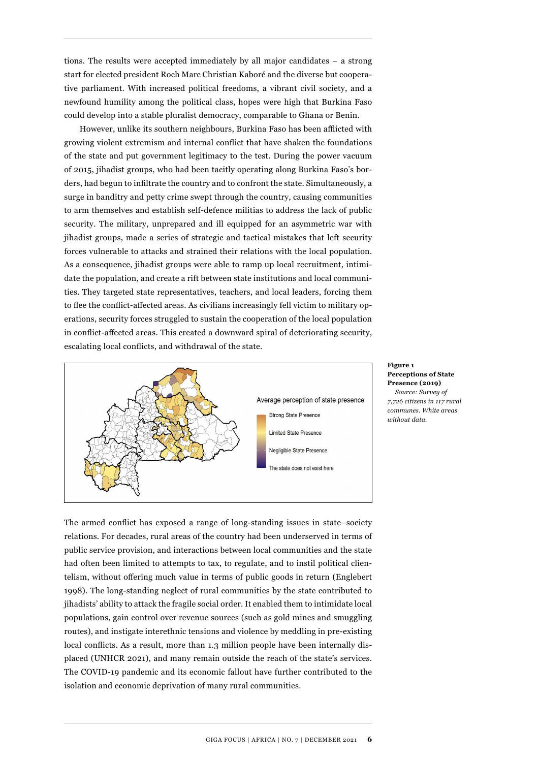tions. The results were accepted immediately by all major candidates – a strong start for elected president Roch Marc Christian Kaboré and the diverse but cooperative parliament. With increased political freedoms, a vibrant civil society, and a newfound humility among the political class, hopes were high that Burkina Faso could develop into a stable pluralist democracy, comparable to Ghana or Benin.

However, unlike its southern neighbours, Burkina Faso has been afflicted with growing violent extremism and internal conflict that have shaken the foundations of the state and put government legitimacy to the test. During the power vacuum of 2015, jihadist groups, who had been tacitly operating along Burkina Faso's borders, had begun to infiltrate the country and to confront the state. Simultaneously, a surge in banditry and petty crime swept through the country, causing communities to arm themselves and establish self-defence militias to address the lack of public security. The military, unprepared and ill equipped for an asymmetric war with jihadist groups, made a series of strategic and tactical mistakes that left security forces vulnerable to attacks and strained their relations with the local population. As a consequence, jihadist groups were able to ramp up local recruitment, intimidate the population, and create a rift between state institutions and local communities. They targeted state representatives, teachers, and local leaders, forcing them to flee the conflict-affected areas. As civilians increasingly fell victim to military operations, security forces struggled to sustain the cooperation of the local population in conflict-affected areas. This created a downward spiral of deteriorating security, escalating local conflicts, and withdrawal of the state.

Average perception of state presence

Strong State Presence

Limited State Presence

Negligible State Presence

The state does not exist here

**Figure 1**
**Perceptions of State Presence (2019)**
*Source: Survey of 7,726 citizens in 117 rural communes. White areas without data.*

The armed conflict has exposed a range of long-standing issues in state–society relations. For decades, rural areas of the country had been underserved in terms of public service provision, and interactions between local communities and the state had often been limited to attempts to tax, to regulate, and to instil political clientelism, without offering much value in terms of public goods in return (Englebert 1998). The long-standing neglect of rural communities by the state contributed to jihadists' ability to attack the fragile social order. It enabled them to intimidate local populations, gain control over revenue sources (such as gold mines and smuggling routes), and instigate interethnic tensions and violence by meddling in pre-existing local conflicts. As a result, more than 1.3 million people have been internally displaced (UNHCR 2021), and many remain outside the reach of the state's services. The COVID-19 pandemic and its economic fallout have further contributed to the isolation and economic deprivation of many rural communities.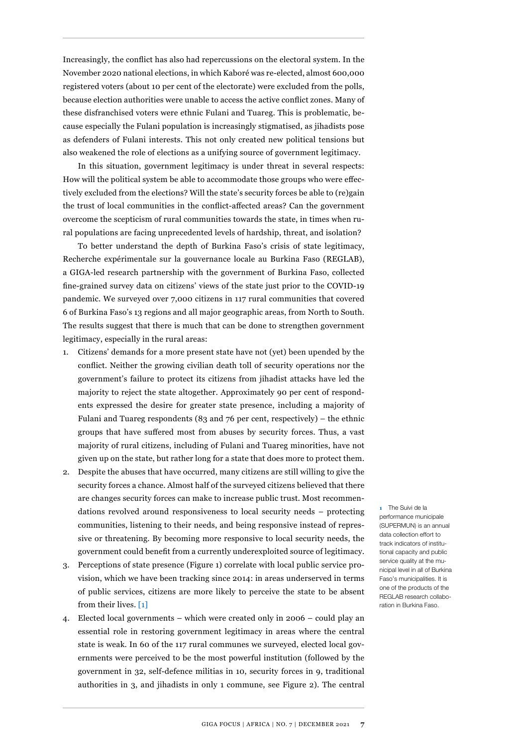Increasingly, the conflict has also had repercussions on the electoral system. In the November 2020 national elections, in which Kaboré was re-elected, almost 600,000 registered voters (about 10 per cent of the electorate) were excluded from the polls, because election authorities were unable to access the active conflict zones. Many of these disfranchised voters were ethnic Fulani and Tuareg. This is problematic, because especially the Fulani population is increasingly stigmatised, as jihadists pose as defenders of Fulani interests. This not only created new political tensions but also weakened the role of elections as a unifying source of government legitimacy.

In this situation, government legitimacy is under threat in several respects: How will the political system be able to accommodate those groups who were effectively excluded from the elections? Will the state's security forces be able to (re)gain the trust of local communities in the conflict-affected areas? Can the government overcome the scepticism of rural communities towards the state, in times when rural populations are facing unprecedented levels of hardship, threat, and isolation?

To better understand the depth of Burkina Faso's crisis of state legitimacy, Recherche expérimentale sur la gouvernance locale au Burkina Faso (REGLAB), a GIGA-led research partnership with the government of Burkina Faso, collected fine-grained survey data on citizens' views of the state just prior to the COVID-19 pandemic. We surveyed over 7,000 citizens in 117 rural communities that covered 6 of Burkina Faso's 13 regions and all major geographic areas, from North to South. The results suggest that there is much that can be done to strengthen government legitimacy, especially in the rural areas:

1. Citizens' demands for a more present state have not (yet) been upended by the conflict. Neither the growing civilian death toll of security operations nor the government's failure to protect its citizens from jihadist attacks have led the majority to reject the state altogether. Approximately 90 per cent of respondents expressed the desire for greater state presence, including a majority of Fulani and Tuareg respondents (83 and 76 per cent, respectively) – the ethnic groups that have suffered most from abuses by security forces. Thus, a vast majority of rural citizens, including of Fulani and Tuareg minorities, have not given up on the state, but rather long for a state that does more to protect them.
2. Despite the abuses that have occurred, many citizens are still willing to give the security forces a chance. Almost half of the surveyed citizens believed that there are changes security forces can make to increase public trust. Most recommendations revolved around responsiveness to local security needs – protecting communities, listening to their needs, and being responsive instead of repressive or threatening. By becoming more responsive to local security needs, the government could benefit from a currently underexploited source of legitimacy.
3. Perceptions of state presence (Figure 1) correlate with local public service provision, which we have been tracking since 2014: in areas underserved in terms of public services, citizens are more likely to perceive the state to be absent from their lives. [1]
4. Elected local governments – which were created only in 2006 – could play an essential role in restoring government legitimacy in areas where the central state is weak. In 60 of the 117 rural communes we surveyed, elected local governments were perceived to be the most powerful institution (followed by the government in 32, self-defence militias in 10, security forces in 9, traditional authorities in 3, and jihadists in only 1 commune, see Figure 2). The central

[1] The Suivi de la performance municipale (SUPERMUN) is an annual data collection effort to track indicators of institutional capacity and public service quality at the municipal level in all of Burkina Faso's municipalities. It is one of the products of the REGLAB research collaboration in Burkina Faso.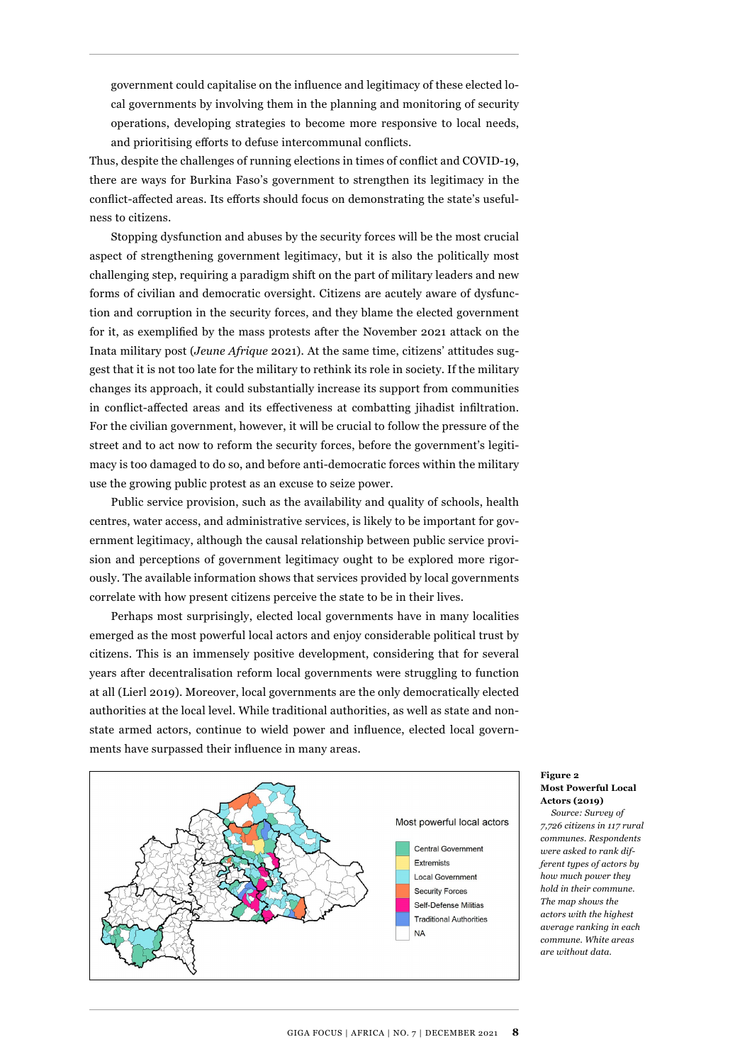government could capitalise on the influence and legitimacy of these elected local governments by involving them in the planning and monitoring of security operations, developing strategies to become more responsive to local needs, and prioritising efforts to defuse intercommunal conflicts.

Thus, despite the challenges of running elections in times of conflict and COVID-19, there are ways for Burkina Faso's government to strengthen its legitimacy in the conflict-affected areas. Its efforts should focus on demonstrating the state's usefulness to citizens.

Stopping dysfunction and abuses by the security forces will be the most crucial aspect of strengthening government legitimacy, but it is also the politically most challenging step, requiring a paradigm shift on the part of military leaders and new forms of civilian and democratic oversight. Citizens are acutely aware of dysfunction and corruption in the security forces, and they blame the elected government for it, as exemplified by the mass protests after the November 2021 attack on the Inata military post (*Jeune Afrique* 2021). At the same time, citizens' attitudes suggest that it is not too late for the military to rethink its role in society. If the military changes its approach, it could substantially increase its support from communities in conflict-affected areas and its effectiveness at combatting jihadist infiltration. For the civilian government, however, it will be crucial to follow the pressure of the street and to act now to reform the security forces, before the government's legitimacy is too damaged to do so, and before anti-democratic forces within the military use the growing public protest as an excuse to seize power.

Public service provision, such as the availability and quality of schools, health centres, water access, and administrative services, is likely to be important for government legitimacy, although the causal relationship between public service provision and perceptions of government legitimacy ought to be explored more rigorously. The available information shows that services provided by local governments correlate with how present citizens perceive the state to be in their lives.

Perhaps most surprisingly, elected local governments have in many localities emerged as the most powerful local actors and enjoy considerable political trust by citizens. This is an immensely positive development, considering that for several years after decentralisation reform local governments were struggling to function at all (Lierl 2019). Moreover, local governments are the only democratically elected authorities at the local level. While traditional authorities, as well as state and non-state armed actors, continue to wield power and influence, elected local governments have surpassed their influence in many areas.

Most powerful local actors

- Central Government
- Extremists
- Local Government
- Security Forces
- Self-Defense Militias
- Traditional Authorities
- NA

**Figure 2**
**Most Powerful Local Actors (2019)**

*Source: Survey of 7,726 citizens in 117 rural communes. Respondents were asked to rank different types of actors by how much power they hold in their commune. The map shows the actors with the highest average ranking in each commune. White areas are without data.*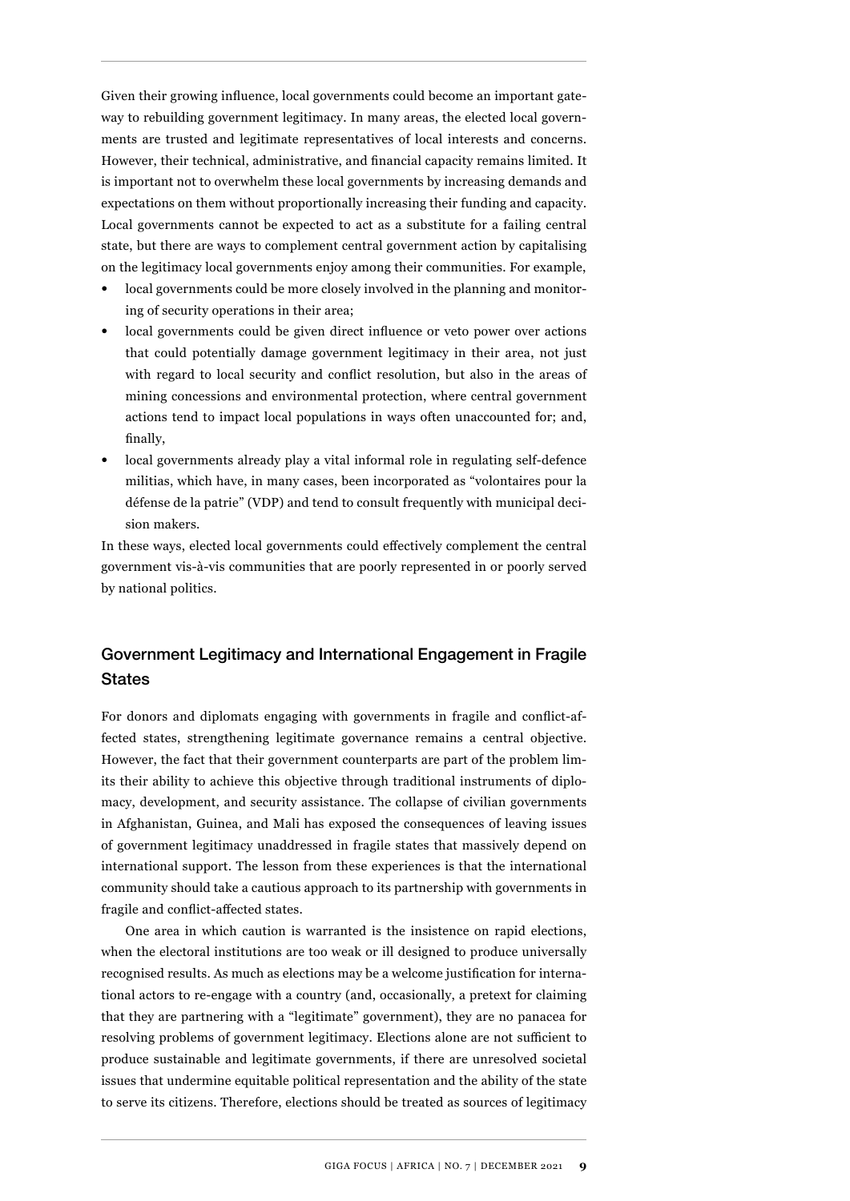Given their growing influence, local governments could become an important gateway to rebuilding government legitimacy. In many areas, the elected local governments are trusted and legitimate representatives of local interests and concerns. However, their technical, administrative, and financial capacity remains limited. It is important not to overwhelm these local governments by increasing demands and expectations on them without proportionally increasing their funding and capacity. Local governments cannot be expected to act as a substitute for a failing central state, but there are ways to complement central government action by capitalising on the legitimacy local governments enjoy among their communities. For example,

- local governments could be more closely involved in the planning and monitoring of security operations in their area;
- local governments could be given direct influence or veto power over actions that could potentially damage government legitimacy in their area, not just with regard to local security and conflict resolution, but also in the areas of mining concessions and environmental protection, where central government actions tend to impact local populations in ways often unaccounted for; and, finally,
- local governments already play a vital informal role in regulating self-defence militias, which have, in many cases, been incorporated as "volontaires pour la défense de la patrie" (VDP) and tend to consult frequently with municipal decision makers.

In these ways, elected local governments could effectively complement the central government vis-à-vis communities that are poorly represented in or poorly served by national politics.

## Government Legitimacy and International Engagement in Fragile States

For donors and diplomats engaging with governments in fragile and conflict-affected states, strengthening legitimate governance remains a central objective. However, the fact that their government counterparts are part of the problem limits their ability to achieve this objective through traditional instruments of diplomacy, development, and security assistance. The collapse of civilian governments in Afghanistan, Guinea, and Mali has exposed the consequences of leaving issues of government legitimacy unaddressed in fragile states that massively depend on international support. The lesson from these experiences is that the international community should take a cautious approach to its partnership with governments in fragile and conflict-affected states.

One area in which caution is warranted is the insistence on rapid elections, when the electoral institutions are too weak or ill designed to produce universally recognised results. As much as elections may be a welcome justification for international actors to re-engage with a country (and, occasionally, a pretext for claiming that they are partnering with a "legitimate" government), they are no panacea for resolving problems of government legitimacy. Elections alone are not sufficient to produce sustainable and legitimate governments, if there are unresolved societal issues that undermine equitable political representation and the ability of the state to serve its citizens. Therefore, elections should be treated as sources of legitimacy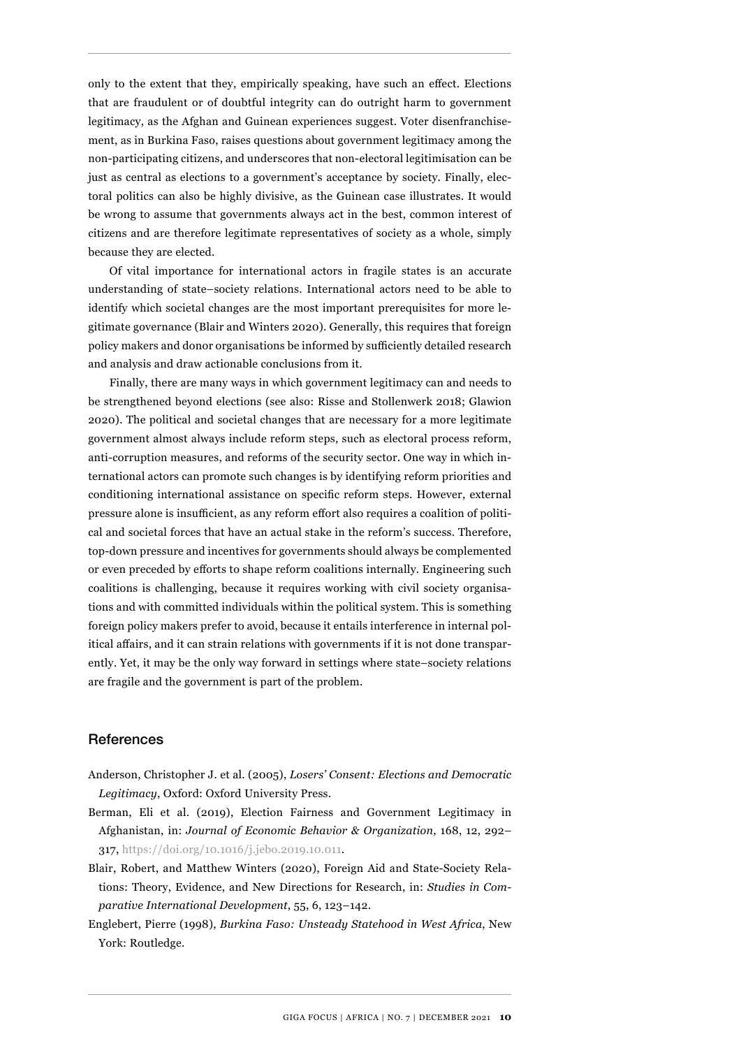only to the extent that they, empirically speaking, have such an effect. Elections that are fraudulent or of doubtful integrity can do outright harm to government legitimacy, as the Afghan and Guinean experiences suggest. Voter disenfranchisement, as in Burkina Faso, raises questions about government legitimacy among the non-participating citizens, and underscores that non-electoral legitimisation can be just as central as elections to a government's acceptance by society. Finally, electoral politics can also be highly divisive, as the Guinean case illustrates. It would be wrong to assume that governments always act in the best, common interest of citizens and are therefore legitimate representatives of society as a whole, simply because they are elected.

Of vital importance for international actors in fragile states is an accurate understanding of state–society relations. International actors need to be able to identify which societal changes are the most important prerequisites for more legitimate governance (Blair and Winters 2020). Generally, this requires that foreign policy makers and donor organisations be informed by sufficiently detailed research and analysis and draw actionable conclusions from it.

Finally, there are many ways in which government legitimacy can and needs to be strengthened beyond elections (see also: Risse and Stollenwerk 2018; Glawion 2020). The political and societal changes that are necessary for a more legitimate government almost always include reform steps, such as electoral process reform, anti-corruption measures, and reforms of the security sector. One way in which international actors can promote such changes is by identifying reform priorities and conditioning international assistance on specific reform steps. However, external pressure alone is insufficient, as any reform effort also requires a coalition of political and societal forces that have an actual stake in the reform's success. Therefore, top-down pressure and incentives for governments should always be complemented or even preceded by efforts to shape reform coalitions internally. Engineering such coalitions is challenging, because it requires working with civil society organisations and with committed individuals within the political system. This is something foreign policy makers prefer to avoid, because it entails interference in internal political affairs, and it can strain relations with governments if it is not done transparently. Yet, it may be the only way forward in settings where state–society relations are fragile and the government is part of the problem.

## References

Anderson, Christopher J. et al. (2005), *Losers' Consent: Elections and Democratic Legitimacy*, Oxford: Oxford University Press.

Berman, Eli et al. (2019), Election Fairness and Government Legitimacy in Afghanistan, in: *Journal of Economic Behavior & Organization*, 168, 12, 292–317, https://doi.org/10.1016/j.jebo.2019.10.011.

Blair, Robert, and Matthew Winters (2020), Foreign Aid and State-Society Relations: Theory, Evidence, and New Directions for Research, in: *Studies in Comparative International Development*, 55, 6, 123–142.

Englebert, Pierre (1998), *Burkina Faso: Unsteady Statehood in West Africa*, New York: Routledge.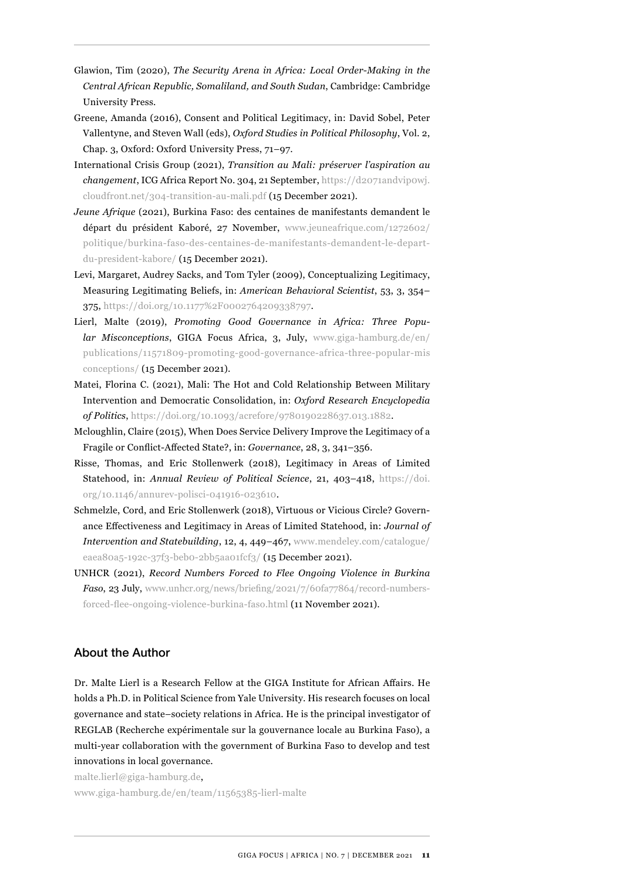Glawion, Tim (2020), *The Security Arena in Africa: Local Order-Making in the Central African Republic, Somaliland, and South Sudan*, Cambridge: Cambridge University Press.

Greene, Amanda (2016), Consent and Political Legitimacy, in: David Sobel, Peter Vallentyne, and Steven Wall (eds), *Oxford Studies in Political Philosophy*, Vol. 2, Chap. 3, Oxford: Oxford University Press, 71–97.

International Crisis Group (2021), *Transition au Mali: préserver l'aspiration au changement*, ICG Africa Report No. 304, 21 September, https://d2071andvip0wj.cloudfront.net/304-transition-au-mali.pdf (15 December 2021).

*Jeune Afrique* (2021), Burkina Faso: des centaines de manifestants demandent le départ du président Kaboré, 27 November, www.jeuneafrique.com/1272602/politique/burkina-faso-des-centaines-de-manifestants-demandent-le-depart-du-president-kabore/ (15 December 2021).

Levi, Margaret, Audrey Sacks, and Tom Tyler (2009), Conceptualizing Legitimacy, Measuring Legitimating Beliefs, in: *American Behavioral Scientist*, 53, 3, 354–375, https://doi.org/10.1177%2F0002764209338797.

Lierl, Malte (2019), *Promoting Good Governance in Africa: Three Popular Misconceptions*, GIGA Focus Africa, 3, July, www.giga-hamburg.de/en/publications/11571809-promoting-good-governance-africa-three-popular-misconceptions/ (15 December 2021).

Matei, Florina C. (2021), Mali: The Hot and Cold Relationship Between Military Intervention and Democratic Consolidation, in: *Oxford Research Encyclopedia of Politics*, https://doi.org/10.1093/acrefore/9780190228637.013.1882.

Mcloughlin, Claire (2015), When Does Service Delivery Improve the Legitimacy of a Fragile or Conflict-Affected State?, in: *Governance*, 28, 3, 341–356.

Risse, Thomas, and Eric Stollenwerk (2018), Legitimacy in Areas of Limited Statehood, in: *Annual Review of Political Science*, 21, 403–418, https://doi.org/10.1146/annurev-polisci-041916-023610.

Schmelzle, Cord, and Eric Stollenwerk (2018), Virtuous or Vicious Circle? Governance Effectiveness and Legitimacy in Areas of Limited Statehood, in: *Journal of Intervention and Statebuilding*, 12, 4, 449–467, www.mendeley.com/catalogue/eaea80a5-192c-37f3-beb0-2bb5aa01fcf3/ (15 December 2021).

UNHCR (2021), *Record Numbers Forced to Flee Ongoing Violence in Burkina Faso*, 23 July, www.unhcr.org/news/briefing/2021/7/60fa77864/record-numbers-forced-flee-ongoing-violence-burkina-faso.html (11 November 2021).

## About the Author

Dr. Malte Lierl is a Research Fellow at the GIGA Institute for African Affairs. He holds a Ph.D. in Political Science from Yale University. His research focuses on local governance and state–society relations in Africa. He is the principal investigator of REGLAB (Recherche expérimentale sur la gouvernance locale au Burkina Faso), a multi-year collaboration with the government of Burkina Faso to develop and test innovations in local governance.

malte.lierl@giga-hamburg.de,
www.giga-hamburg.de/en/team/11565385-lierl-malte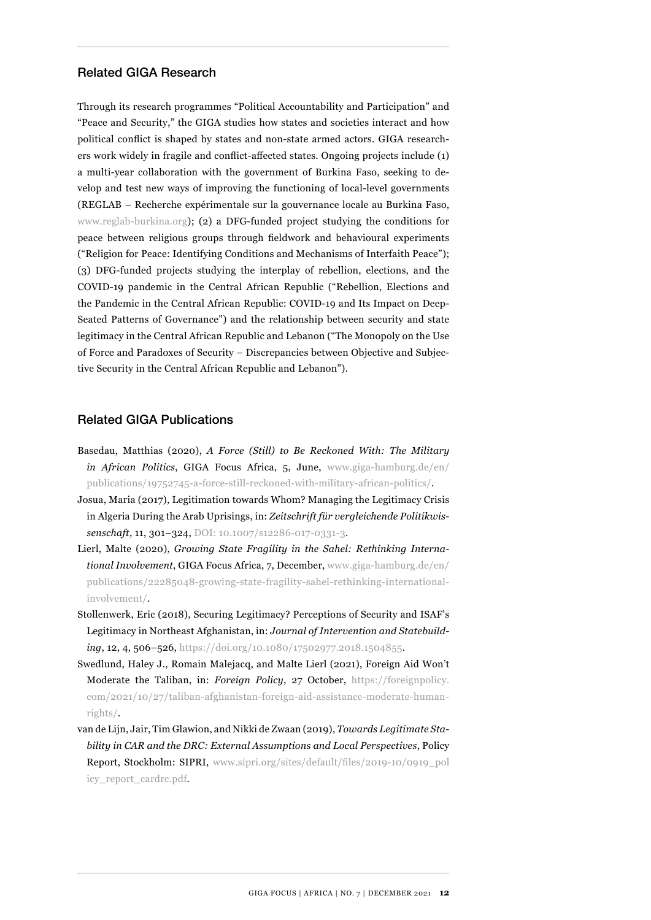## Related GIGA Research

Through its research programmes "Political Accountability and Participation" and "Peace and Security," the GIGA studies how states and societies interact and how political conflict is shaped by states and non-state armed actors. GIGA researchers work widely in fragile and conflict-affected states. Ongoing projects include (1) a multi-year collaboration with the government of Burkina Faso, seeking to develop and test new ways of improving the functioning of local-level governments (REGLAB – Recherche expérimentale sur la gouvernance locale au Burkina Faso, www.reglab-burkina.org); (2) a DFG-funded project studying the conditions for peace between religious groups through fieldwork and behavioural experiments ("Religion for Peace: Identifying Conditions and Mechanisms of Interfaith Peace"); (3) DFG-funded projects studying the interplay of rebellion, elections, and the COVID-19 pandemic in the Central African Republic ("Rebellion, Elections and the Pandemic in the Central African Republic: COVID-19 and Its Impact on Deep-Seated Patterns of Governance") and the relationship between security and state legitimacy in the Central African Republic and Lebanon ("The Monopoly on the Use of Force and Paradoxes of Security – Discrepancies between Objective and Subjective Security in the Central African Republic and Lebanon").

## Related GIGA Publications

Basedau, Matthias (2020), *A Force (Still) to Be Reckoned With: The Military in African Politics*, GIGA Focus Africa, 5, June, www.giga-hamburg.de/en/publications/19752745-a-force-still-reckoned-with-military-african-politics/.

Josua, Maria (2017), Legitimation towards Whom? Managing the Legitimacy Crisis in Algeria During the Arab Uprisings, in: *Zeitschrift für vergleichende Politikwissenschaft*, 11, 301–324, DOI: 10.1007/s12286-017-0331-3.

Lierl, Malte (2020), *Growing State Fragility in the Sahel: Rethinking International Involvement*, GIGA Focus Africa, 7, December, www.giga-hamburg.de/en/publications/22285048-growing-state-fragility-sahel-rethinking-international-involvement/.

Stollenwerk, Eric (2018), Securing Legitimacy? Perceptions of Security and ISAF's Legitimacy in Northeast Afghanistan, in: *Journal of Intervention and Statebuilding*, 12, 4, 506–526, https://doi.org/10.1080/17502977.2018.1504855.

Swedlund, Haley J., Romain Malejacq, and Malte Lierl (2021), Foreign Aid Won't Moderate the Taliban, in: *Foreign Policy*, 27 October, https://foreignpolicy.com/2021/10/27/taliban-afghanistan-foreign-aid-assistance-moderate-human-rights/.

van de Lijn, Jair, Tim Glawion, and Nikki de Zwaan (2019), *Towards Legitimate Stability in CAR and the DRC: External Assumptions and Local Perspectives*, Policy Report, Stockholm: SIPRI, www.sipri.org/sites/default/files/2019-10/0919_policy_report_cardrc.pdf.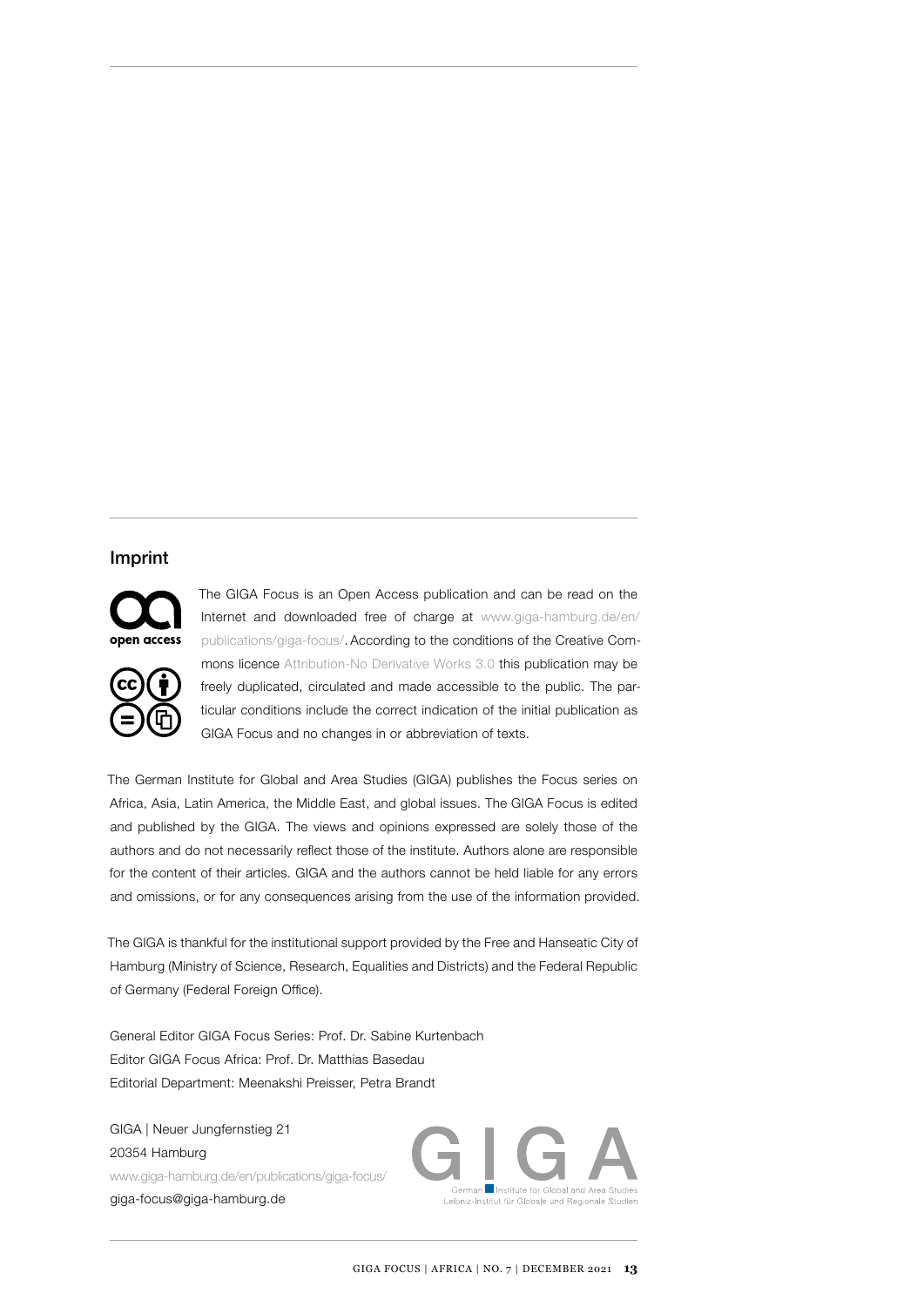## Imprint

The GIGA Focus is an Open Access publication and can be read on the Internet and downloaded free of charge at www.giga-hamburg.de/en/publications/giga-focus/. According to the conditions of the Creative Commons licence Attribution-No Derivative Works 3.0 this publication may be freely duplicated, circulated and made accessible to the public. The particular conditions include the correct indication of the initial publication as GIGA Focus and no changes in or abbreviation of texts.

The German Institute for Global and Area Studies (GIGA) publishes the Focus series on Africa, Asia, Latin America, the Middle East, and global issues. The GIGA Focus is edited and published by the GIGA. The views and opinions expressed are solely those of the authors and do not necessarily reflect those of the institute. Authors alone are responsible for the content of their articles. GIGA and the authors cannot be held liable for any errors and omissions, or for any consequences arising from the use of the information provided.

The GIGA is thankful for the institutional support provided by the Free and Hanseatic City of Hamburg (Ministry of Science, Research, Equalities and Districts) and the Federal Republic of Germany (Federal Foreign Office).

General Editor GIGA Focus Series: Prof. Dr. Sabine Kurtenbach
Editor GIGA Focus Africa: Prof. Dr. Matthias Basedau
Editorial Department: Meenakshi Preisser, Petra Brandt

GIGA | Neuer Jungfernstieg 21
20354 Hamburg
www.giga-hamburg.de/en/publications/giga-focus/
giga-focus@giga-hamburg.de

GIGA
German Institute for Global and Area Studies
Leibniz-Institut für Globale und Regionale Studien